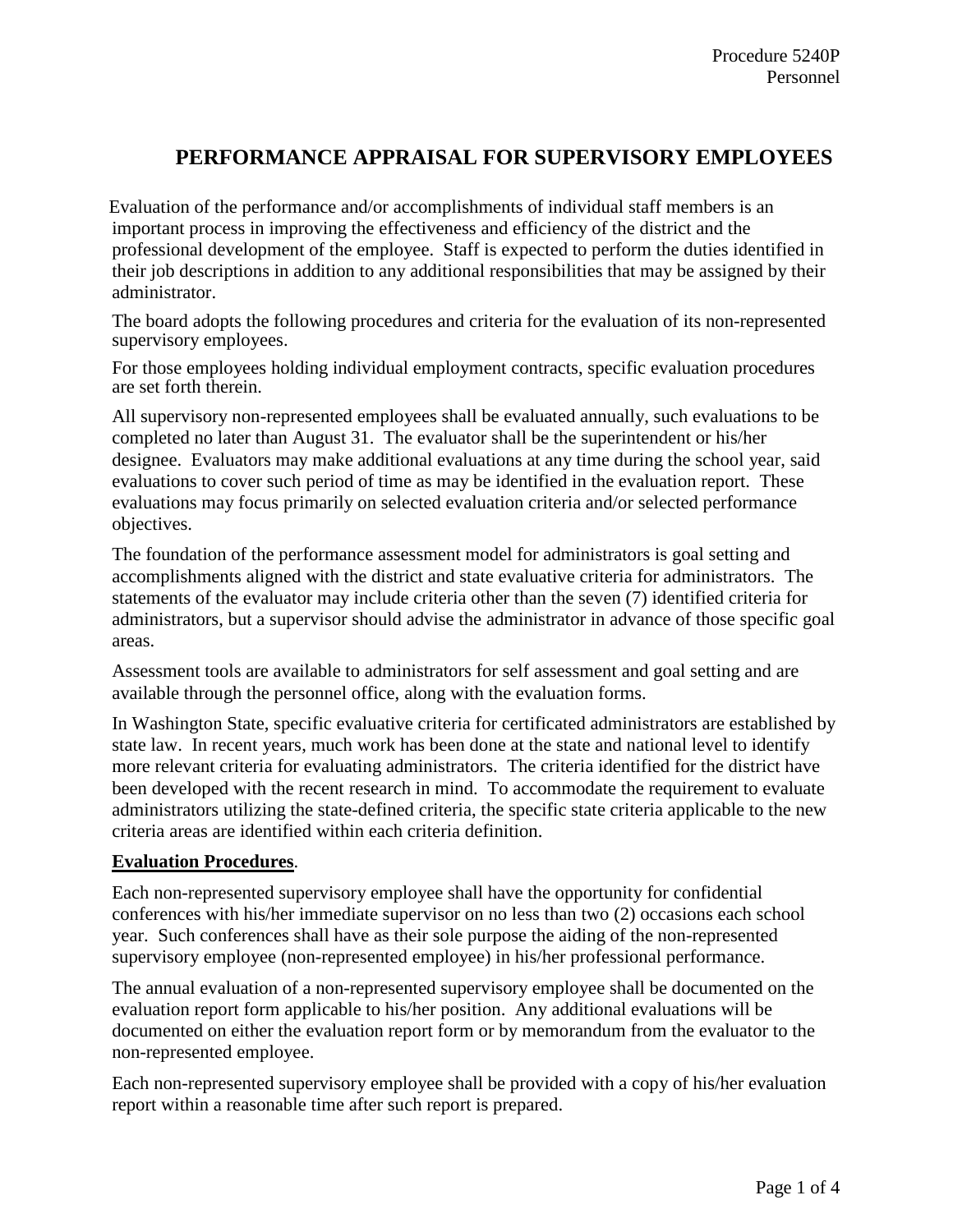# PERFORMANCE APPRAISAL FOR SUPERVISORY EMPLOYEES

Evaluation of the performance and/or accomplishments of individual staff members is an important process in improving the effectiveness and efficiency of the district and the professional development of the employee. Staff is expected to perform the duties identified in their job descriptions in addition to any additional responsibilities that may be assigned by their administrator.

The board adopts the following procedures and criteria for the evaluation of its non-represented supervisory employees.

For those employees holding individual employment contracts, specific evaluation procedures are set forth therein.

All supervisory non-represented employees shall be evaluated annually, such evaluations to be completed no later than August 31. The evaluator shall be the superintendent or his/her designee. Evaluators may make additional evaluations at any time during the school year, said evaluations to cover such period of time as may be identified in the evaluation report. These evaluations may focus primarily on selected evaluation criteria and/or selected performance objectives.

The foundation of the performance assessment model for administrators is goal setting and accomplishments aligned with the district and state evaluative criteria for administrators. The statements of the evaluator may include criteria other than the seven (7) identified criteria for administrators, but a supervisor should advise the administrator in advance of those specific goal areas.

Assessment tools are available to administrators for self assessment and goal setting and are available through the personnel office, along with the evaluation forms.

In Washington State, specific evaluative criteria for certificated administrators are established by state law. In recent years, much work has been done at the state and national level to identify more relevant criteria for evaluating administrators. The criteria identified for the district have been developed with the recent research in mind. To accommodate the requirement to evaluate administrators utilizing the state-defined criteria, the specific state criteria applicable to the new criteria areas are identified within each criteria definition.

**Evaluation Procedures**.

Each non-represented supervisory employee shall have the opportunity for confidential conferences with his/her immediate supervisor on no less than two (2) occasions each school year. Such conferences shall have as their sole purpose the aiding of the non-represented supervisory employee (non-represented employee) in his/her professional performance.

The annual evaluation of a non-represented supervisory employee shall be documented on the evaluation report form applicable to his/her position. Any additional evaluations will be documented on either the evaluation report form or by memorandum from the evaluator to the non-represented employee.

Each non-represented supervisory employee shall be provided with a copy of his/her evaluation report within a reasonable time after such report is prepared.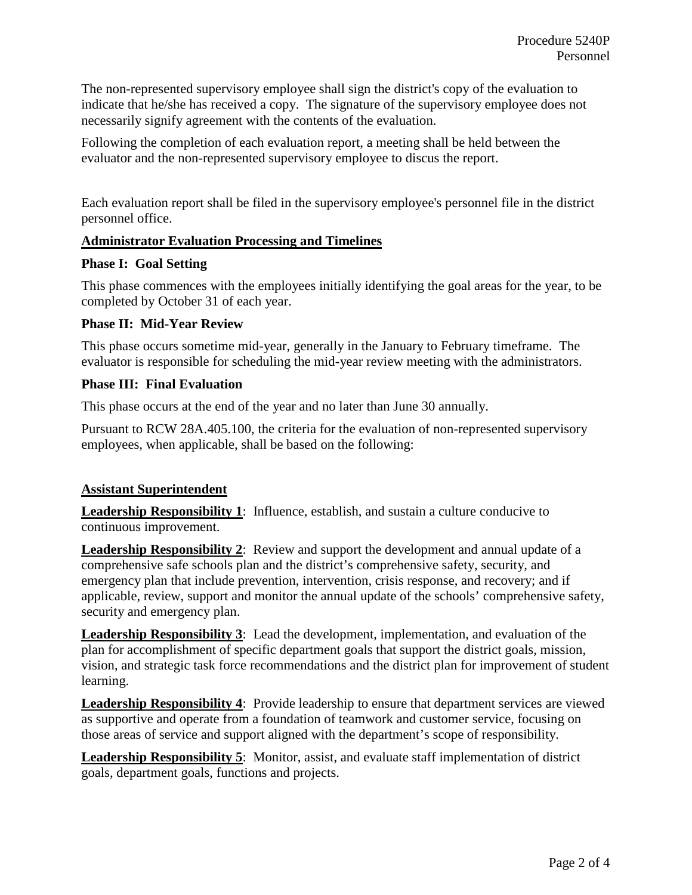The non-represented supervisory employee shall sign the district's copy of the evaluation to indicate that he/she has received a copy. The signature of the supervisory employee does not necessarily signify agreement with the contents of the evaluation.

Following the completion of each evaluation report, a meeting shall be held between the evaluator and the non-represented supervisory employee to discus the report.

Each evaluation report shall be filed in the supervisory employee's personnel file in the district personnel office.

## Administrator Evaluation Processing and Timelines

### Phase I: Goal Setting

This phase commences with the employees initially identifying the goal areas for the year, to be completed by October 31 of each year.

### Phase II: Mid-Year Review

This phase occurs sometime mid-year, generally in the January to February timeframe. The evaluator is responsible for scheduling the mid-year review meeting with the administrators.

### Phase III: Final Evaluation

This phase occurs at the end of the year and no later than June 30 annually.

Pursuant to RCW 28A.405.100, the criteria for the evaluation of non-represented supervisory employees, when applicable, shall be based on the following:

## Assistant Superintendent

**Leadership Responsibility 1**: Influence, establish, and sustain a culture conducive to continuous improvement.

**Leadership Responsibility 2**: Review and support the development and annual update of a comprehensive safe schools plan and the district's comprehensive safety, security, and emergency plan that include prevention, intervention, crisis response, and recovery; and if applicable, review, support and monitor the annual update of the schools' comprehensive safety, security and emergency plan.

**Leadership Responsibility 3**: Lead the development, implementation, and evaluation of the plan for accomplishment of specific department goals that support the district goals, mission, vision, and strategic task force recommendations and the district plan for improvement of student learning.

**Leadership Responsibility 4**: Provide leadership to ensure that department services are viewed as supportive and operate from a foundation of teamwork and customer service, focusing on those areas of service and support aligned with the department's scope of responsibility.

**Leadership Responsibility 5**: Monitor, assist, and evaluate staff implementation of district goals, department goals, functions and projects.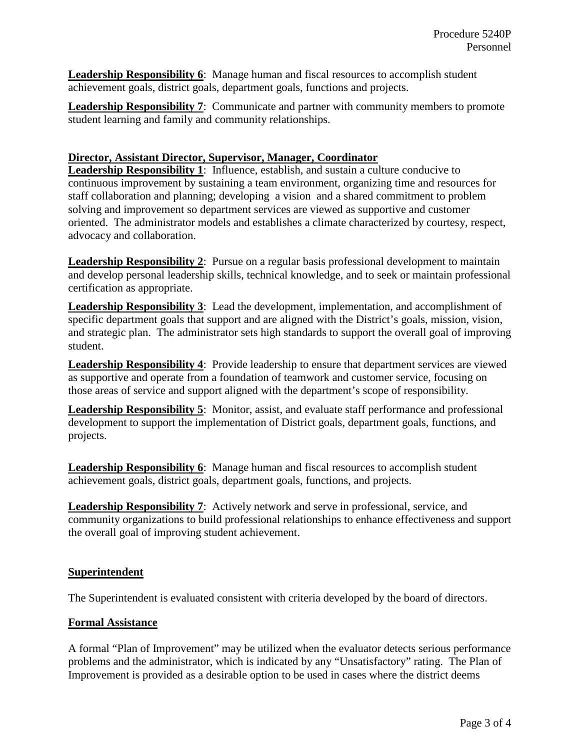**Leadership Responsibility 6**: Manage human and fiscal resources to accomplish student achievement goals, district goals, department goals, functions and projects.

**Leadership Responsibility 7**: Communicate and partner with community members to promote student learning and family and community relationships.

**Director, Assistant Director, Supervisor, Manager, Coordinator**

**Leadership Responsibility 1**: Influence, establish, and sustain a culture conducive to continuous improvement by sustaining a team environment, organizing time and resources for staff collaboration and planning; developing a vision and a shared commitment to problem solving and improvement so department services are viewed as supportive and customer oriented. The administrator models and establishes a climate characterized by courtesy, respect, advocacy and collaboration.

**Leadership Responsibility 2**: Pursue on a regular basis professional development to maintain and develop personal leadership skills, technical knowledge, and to seek or maintain professional certification as appropriate.

**Leadership Responsibility 3**: Lead the development, implementation, and accomplishment of specific department goals that support and are aligned with the District's goals, mission, vision, and strategic plan. The administrator sets high standards to support the overall goal of improving student.

**Leadership Responsibility 4**: Provide leadership to ensure that department services are viewed as supportive and operate from a foundation of teamwork and customer service, focusing on those areas of service and support aligned with the department's scope of responsibility.

**Leadership Responsibility 5**: Monitor, assist, and evaluate staff performance and professional development to support the implementation of District goals, department goals, functions, and projects.

**Leadership Responsibility 6**: Manage human and fiscal resources to accomplish student achievement goals, district goals, department goals, functions, and projects.

**Leadership Responsibility 7**: Actively network and serve in professional, service, and community organizations to build professional relationships to enhance effectiveness and support the overall goal of improving student achievement.

**Superintendent**

The Superintendent is evaluated consistent with criteria developed by the board of directors.

**Formal Assistance**

A formal "Plan of Improvement" may be utilized when the evaluator detects serious performance problems and the administrator, which is indicated by any "Unsatisfactory" rating. The Plan of Improvement is provided as a desirable option to be used in cases where the district deems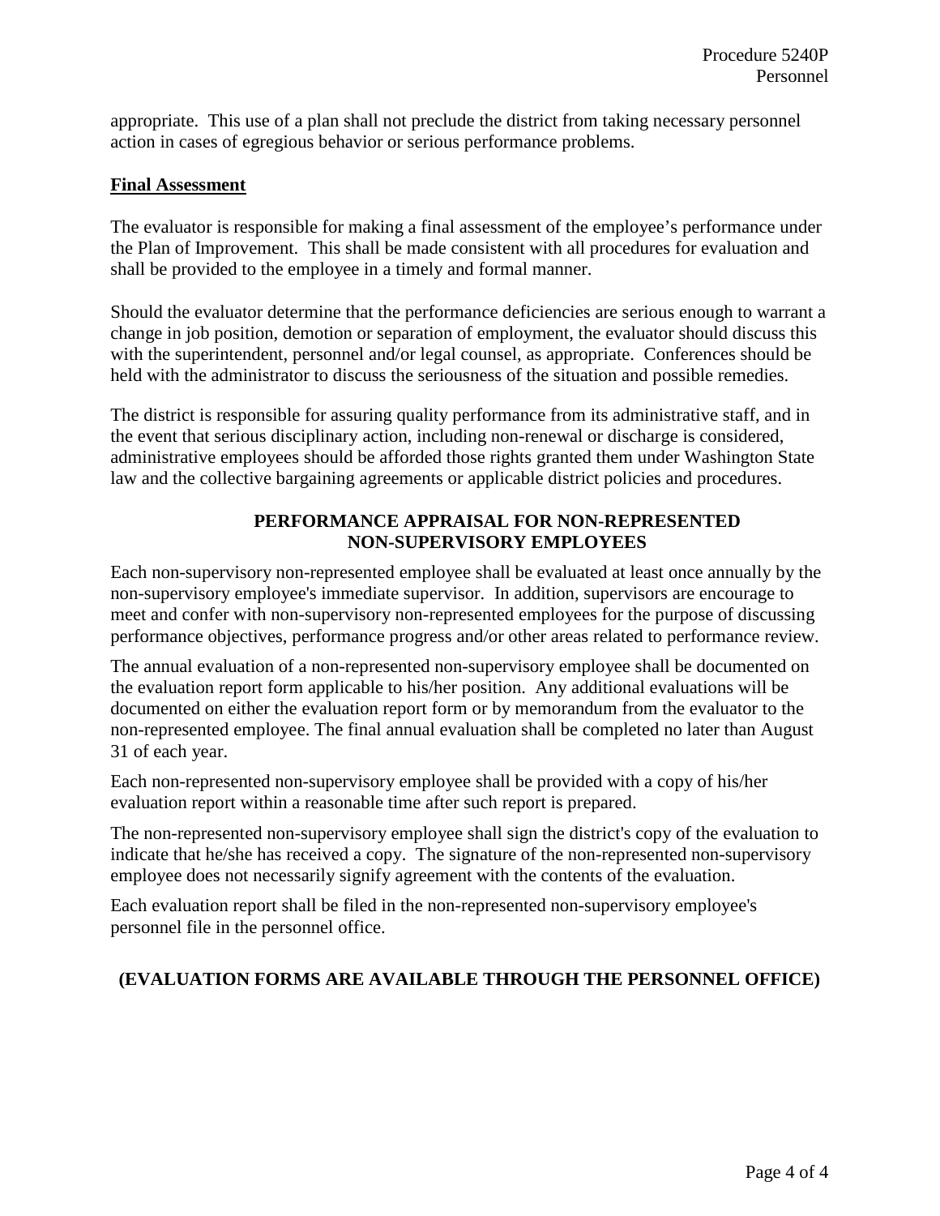appropriate. This use of a plan shall not preclude the district from taking necessary personnel action in cases of egregious behavior or serious performance problems.

## Final Assessment

The evaluator is responsible for making a final assessment of the employee's performance under the Plan of Improvement. This shall be made consistent with all procedures for evaluation and shall be provided to the employee in a timely and formal manner.

Should the evaluator determine that the performance deficiencies are serious enough to warrant a change in job position, demotion or separation of employment, the evaluator should discuss this with the superintendent, personnel and/or legal counsel, as appropriate. Conferences should be held with the administrator to discuss the seriousness of the situation and possible remedies.

The district is responsible for assuring quality performance from its administrative staff, and in the event that serious disciplinary action, including non-renewal or discharge is considered, administrative employees should be afforded those rights granted them under Washington State law and the collective bargaining agreements or applicable district policies and procedures.

## PERFORMANCE APPRAISAL FOR NON-REPRESENTED NON-SUPERVISORY EMPLOYEES

Each non-supervisory non-represented employee shall be evaluated at least once annually by the non-supervisory employee's immediate supervisor. In addition, supervisors are encourage to meet and confer with non-supervisory non-represented employees for the purpose of discussing performance objectives, performance progress and/or other areas related to performance review.

The annual evaluation of a non-represented non-supervisory employee shall be documented on the evaluation report form applicable to his/her position. Any additional evaluations will be documented on either the evaluation report form or by memorandum from the evaluator to the non-represented employee. The final annual evaluation shall be completed no later than August 31 of each year.

Each non-represented non-supervisory employee shall be provided with a copy of his/her evaluation report within a reasonable time after such report is prepared.

The non-represented non-supervisory employee shall sign the district's copy of the evaluation to indicate that he/she has received a copy. The signature of the non-represented non-supervisory employee does not necessarily signify agreement with the contents of the evaluation.

Each evaluation report shall be filed in the non-represented non-supervisory employee's personnel file in the personnel office.

**(EVALUATION FORMS ARE AVAILABLE THROUGH THE PERSONNEL OFFICE)**